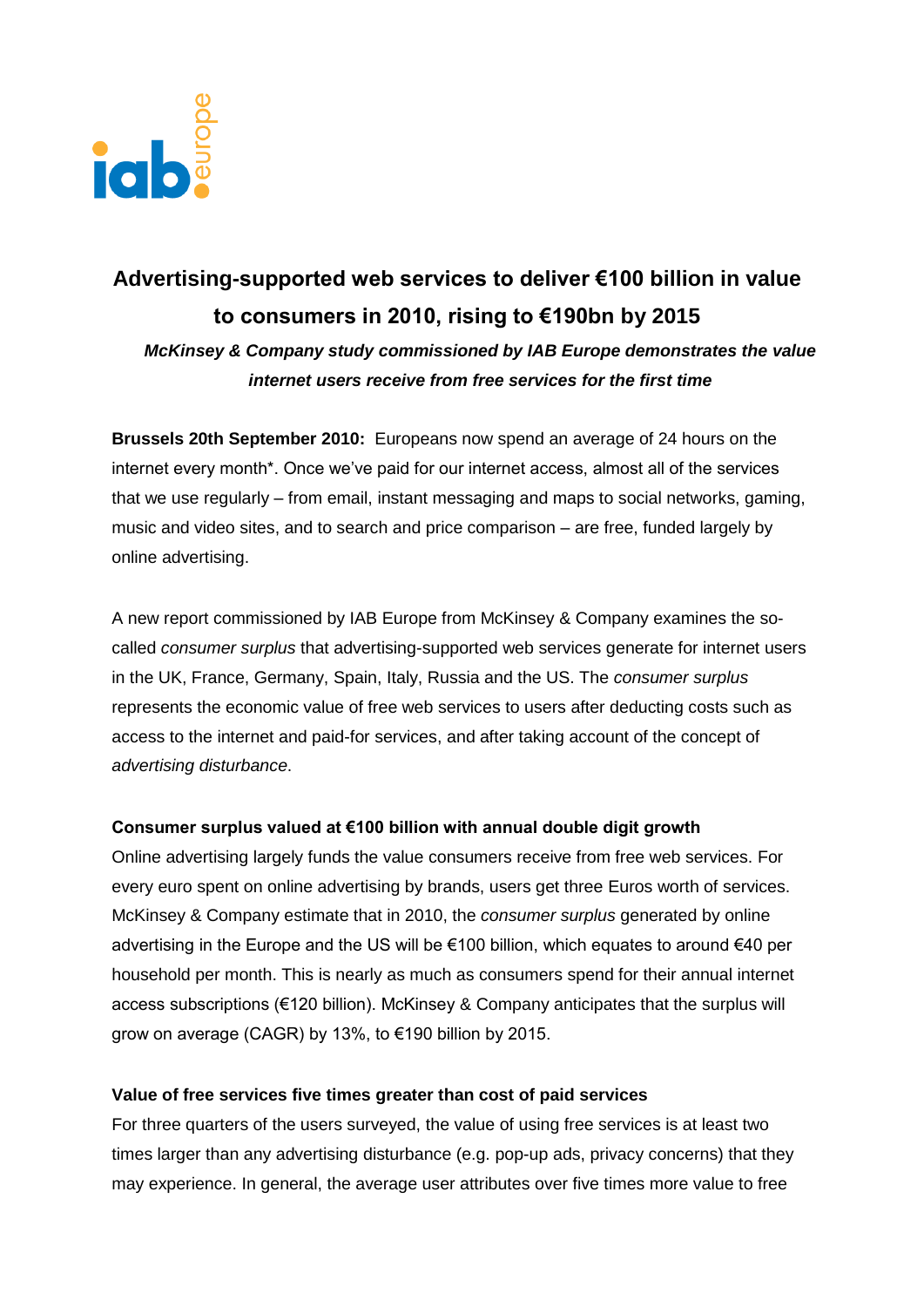# Advertising-supported web services to deliver €100 billion in value to consumers in 2010, rising to €190bn by 2015

***McKinsey & Company study commissioned by IAB Europe demonstrates the value internet users receive from free services for the first time***

**Brussels 20th September 2010:** Europeans now spend an average of 24 hours on the internet every month*. Once we've paid for our internet access, almost all of the services that we use regularly – from email, instant messaging and maps to social networks, gaming, music and video sites, and to search and price comparison – are free, funded largely by online advertising.

A new report commissioned by IAB Europe from McKinsey & Company examines the so-called *consumer surplus* that advertising-supported web services generate for internet users in the UK, France, Germany, Spain, Italy, Russia and the US. The *consumer surplus* represents the economic value of free web services to users after deducting costs such as access to the internet and paid-for services, and after taking account of the concept of *advertising disturbance*.

**Consumer surplus valued at €100 billion with annual double digit growth**

Online advertising largely funds the value consumers receive from free web services. For every euro spent on online advertising by brands, users get three Euros worth of services. McKinsey & Company estimate that in 2010, the *consumer surplus* generated by online advertising in the Europe and the US will be €100 billion, which equates to around €40 per household per month. This is nearly as much as consumers spend for their annual internet access subscriptions (€120 billion). McKinsey & Company anticipates that the surplus will grow on average (CAGR) by 13%, to €190 billion by 2015.

**Value of free services five times greater than cost of paid services**

For three quarters of the users surveyed, the value of using free services is at least two times larger than any advertising disturbance (e.g. pop-up ads, privacy concerns) that they may experience. In general, the average user attributes over five times more value to free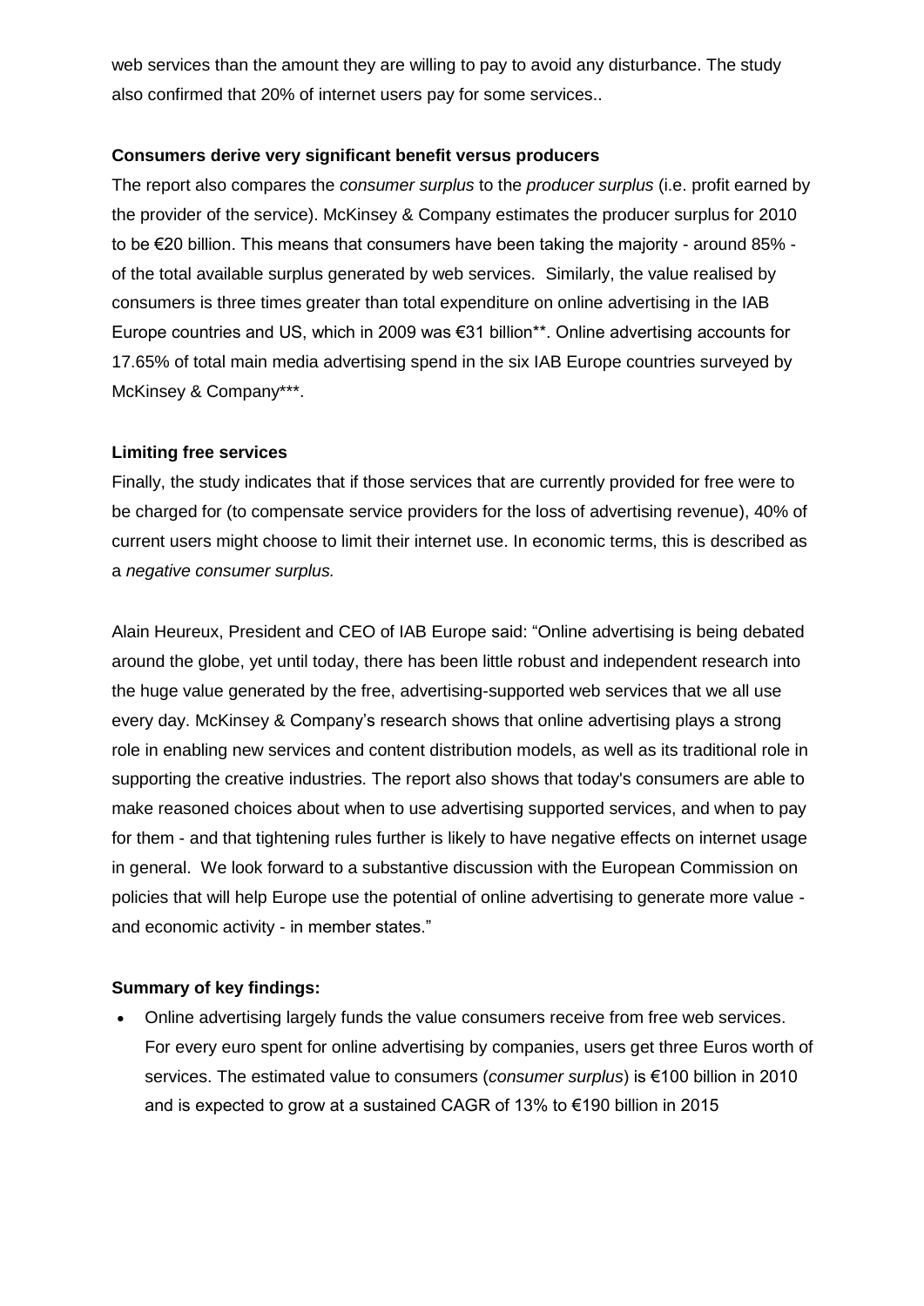web services than the amount they are willing to pay to avoid any disturbance. The study also confirmed that 20% of internet users pay for some services..

**Consumers derive very significant benefit versus producers**

The report also compares the *consumer surplus* to the *producer surplus* (i.e. profit earned by the provider of the service). McKinsey & Company estimates the producer surplus for 2010 to be €20 billion. This means that consumers have been taking the majority - around 85% - of the total available surplus generated by web services. Similarly, the value realised by consumers is three times greater than total expenditure on online advertising in the IAB Europe countries and US, which in 2009 was €31 billion**. Online advertising accounts for 17.65% of total main media advertising spend in the six IAB Europe countries surveyed by McKinsey & Company***.

**Limiting free services**

Finally, the study indicates that if those services that are currently provided for free were to be charged for (to compensate service providers for the loss of advertising revenue), 40% of current users might choose to limit their internet use. In economic terms, this is described as a *negative consumer surplus.*

Alain Heureux, President and CEO of IAB Europe said: "Online advertising is being debated around the globe, yet until today, there has been little robust and independent research into the huge value generated by the free, advertising-supported web services that we all use every day. McKinsey & Company's research shows that online advertising plays a strong role in enabling new services and content distribution models, as well as its traditional role in supporting the creative industries. The report also shows that today's consumers are able to make reasoned choices about when to use advertising supported services, and when to pay for them - and that tightening rules further is likely to have negative effects on internet usage in general. We look forward to a substantive discussion with the European Commission on policies that will help Europe use the potential of online advertising to generate more value - and economic activity - in member states."

**Summary of key findings:**

- Online advertising largely funds the value consumers receive from free web services. For every euro spent for online advertising by companies, users get three Euros worth of services. The estimated value to consumers (*consumer surplus*) is €100 billion in 2010 and is expected to grow at a sustained CAGR of 13% to €190 billion in 2015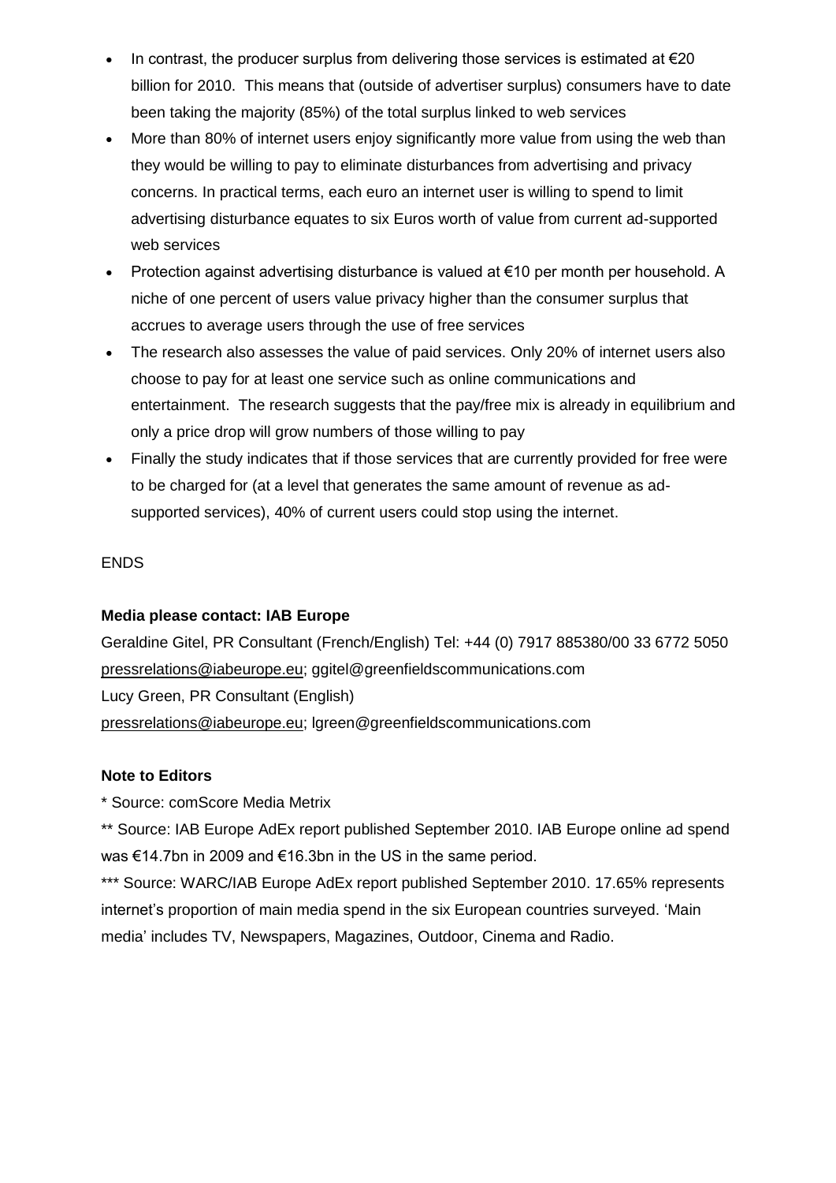- In contrast, the producer surplus from delivering those services is estimated at €20 billion for 2010. This means that (outside of advertiser surplus) consumers have to date been taking the majority (85%) of the total surplus linked to web services
- More than 80% of internet users enjoy significantly more value from using the web than they would be willing to pay to eliminate disturbances from advertising and privacy concerns. In practical terms, each euro an internet user is willing to spend to limit advertising disturbance equates to six Euros worth of value from current ad-supported web services
- Protection against advertising disturbance is valued at €10 per month per household. A niche of one percent of users value privacy higher than the consumer surplus that accrues to average users through the use of free services
- The research also assesses the value of paid services. Only 20% of internet users also choose to pay for at least one service such as online communications and entertainment. The research suggests that the pay/free mix is already in equilibrium and only a price drop will grow numbers of those willing to pay
- Finally the study indicates that if those services that are currently provided for free were to be charged for (at a level that generates the same amount of revenue as ad-supported services), 40% of current users could stop using the internet.

ENDS

**Media please contact: IAB Europe**

Geraldine Gitel, PR Consultant (French/English) Tel: +44 (0) 7917 885380/00 33 6772 5050
pressrelations@iabeurope.eu; ggitel@greenfieldscommunications.com
Lucy Green, PR Consultant (English)
pressrelations@iabeurope.eu; lgreen@greenfieldscommunications.com

**Note to Editors**

* Source: comScore Media Metrix

** Source: IAB Europe AdEx report published September 2010. IAB Europe online ad spend was €14.7bn in 2009 and €16.3bn in the US in the same period.

*** Source: WARC/IAB Europe AdEx report published September 2010. 17.65% represents internet's proportion of main media spend in the six European countries surveyed. 'Main media' includes TV, Newspapers, Magazines, Outdoor, Cinema and Radio.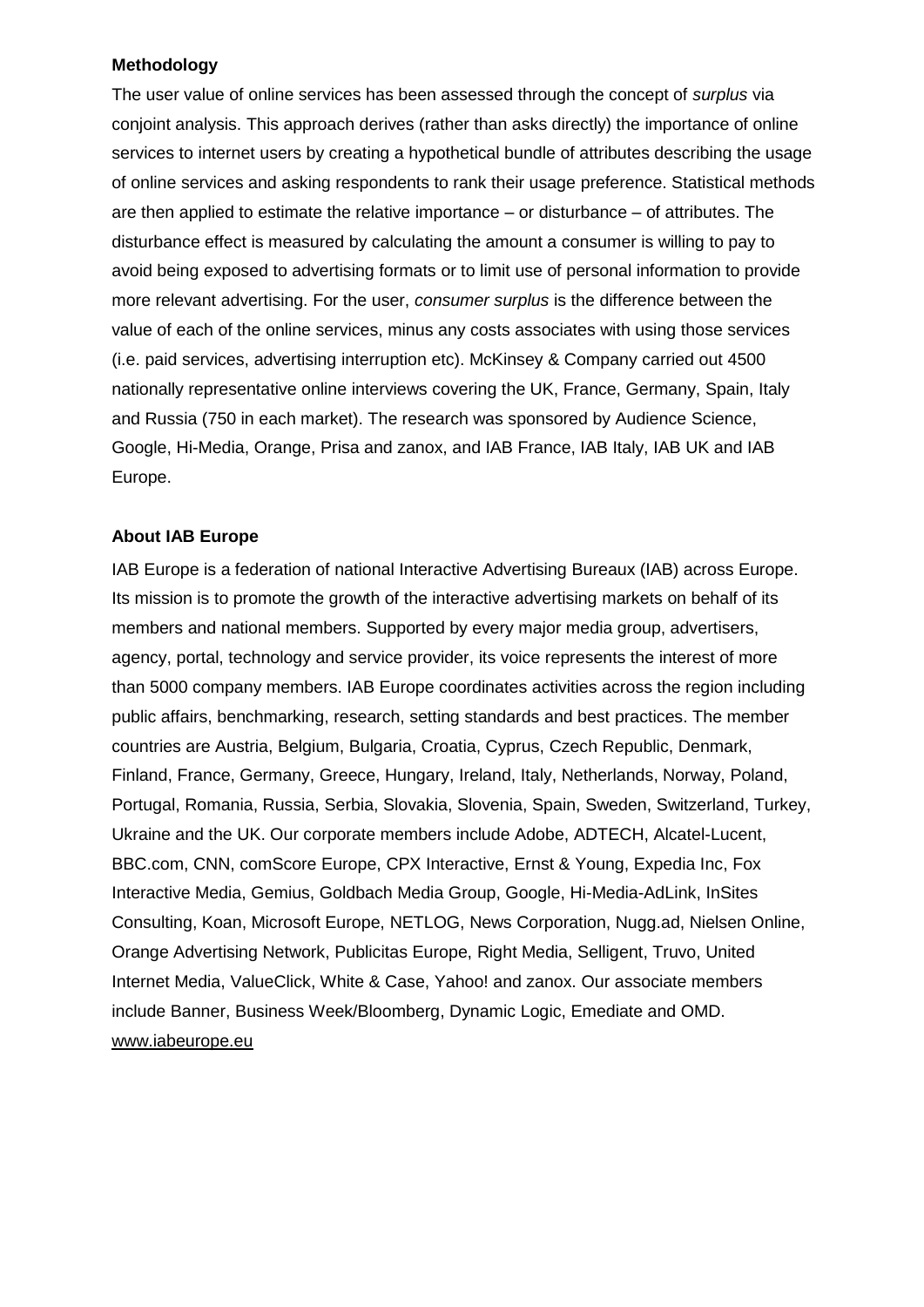**Methodology**

The user value of online services has been assessed through the concept of *surplus* via conjoint analysis. This approach derives (rather than asks directly) the importance of online services to internet users by creating a hypothetical bundle of attributes describing the usage of online services and asking respondents to rank their usage preference. Statistical methods are then applied to estimate the relative importance – or disturbance – of attributes. The disturbance effect is measured by calculating the amount a consumer is willing to pay to avoid being exposed to advertising formats or to limit use of personal information to provide more relevant advertising. For the user, *consumer surplus* is the difference between the value of each of the online services, minus any costs associates with using those services (i.e. paid services, advertising interruption etc). McKinsey & Company carried out 4500 nationally representative online interviews covering the UK, France, Germany, Spain, Italy and Russia (750 in each market). The research was sponsored by Audience Science, Google, Hi-Media, Orange, Prisa and zanox, and IAB France, IAB Italy, IAB UK and IAB Europe.

**About IAB Europe**

IAB Europe is a federation of national Interactive Advertising Bureaux (IAB) across Europe. Its mission is to promote the growth of the interactive advertising markets on behalf of its members and national members. Supported by every major media group, advertisers, agency, portal, technology and service provider, its voice represents the interest of more than 5000 company members. IAB Europe coordinates activities across the region including public affairs, benchmarking, research, setting standards and best practices. The member countries are Austria, Belgium, Bulgaria, Croatia, Cyprus, Czech Republic, Denmark, Finland, France, Germany, Greece, Hungary, Ireland, Italy, Netherlands, Norway, Poland, Portugal, Romania, Russia, Serbia, Slovakia, Slovenia, Spain, Sweden, Switzerland, Turkey, Ukraine and the UK. Our corporate members include Adobe, ADTECH, Alcatel-Lucent, BBC.com, CNN, comScore Europe, CPX Interactive, Ernst & Young, Expedia Inc, Fox Interactive Media, Gemius, Goldbach Media Group, Google, Hi-Media-AdLink, InSites Consulting, Koan, Microsoft Europe, NETLOG, News Corporation, Nugg.ad, Nielsen Online, Orange Advertising Network, Publicitas Europe, Right Media, Selligent, Truvo, United Internet Media, ValueClick, White & Case, Yahoo! and zanox. Our associate members include Banner, Business Week/Bloomberg, Dynamic Logic, Emediate and OMD. www.iabeurope.eu